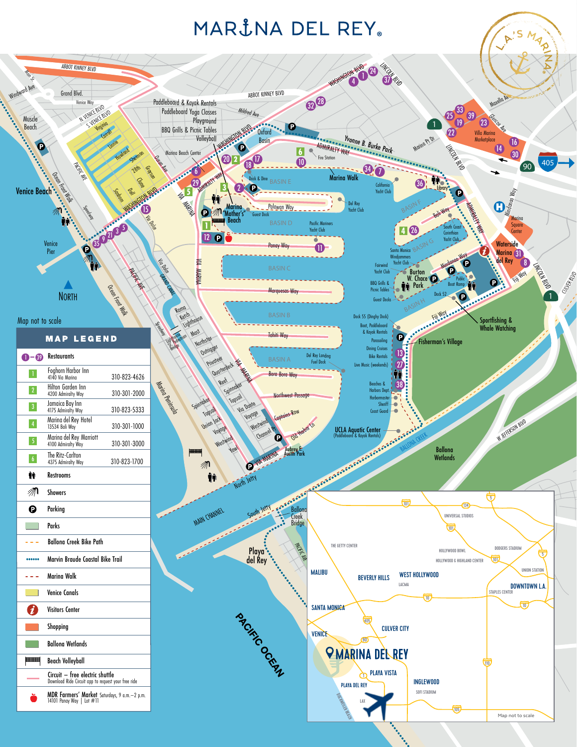# MARINA DEL REY

Map not to scale

## MAP LEGEND

| Symbol | Item | Phone |
|---|---|---|
| 1–39 | Restaurants | |
| 1 | Foghorn Harbor Inn<br>4140 Via Marina | 310-823-4626 |
| 2 | Hilton Garden Inn<br>4200 Admiralty Way | 310-301-2000 |
| 3 | Jamaica Bay Inn<br>4175 Admiralty Way | 310-823-5333 |
| 4 | Marina del Rey Hotel<br>13534 Bali Way | 310-301-1000 |
| 5 | Marina del Rey Marriott<br>4100 Admiralty Way | 310-301-3000 |
| 6 | The Ritz-Carlton<br>4375 Admiralty Way | 310-823-1700 |
| | Restrooms | |
| | Showers | |
| P | Parking | |
| | Parks | |
| - - - | Ballona Creek Bike Path | |
| •••••• | Marvin Braude Coastal Bike Trail | |
| - - - | Marina Walk | |
| | Venice Canals | |
| i | Visitors Center | |
| | Shopping | |
| | Ballona Wetlands | |
| | Beach Volleyball | |
| | Circuit – free electric shuttle<br>Download Ride Circuit app to request your free ride | |
| | MDR Farmers' Market Saturdays, 9 a.m.–2 p.m.<br>14101 Panay Way \| Lot #11 | |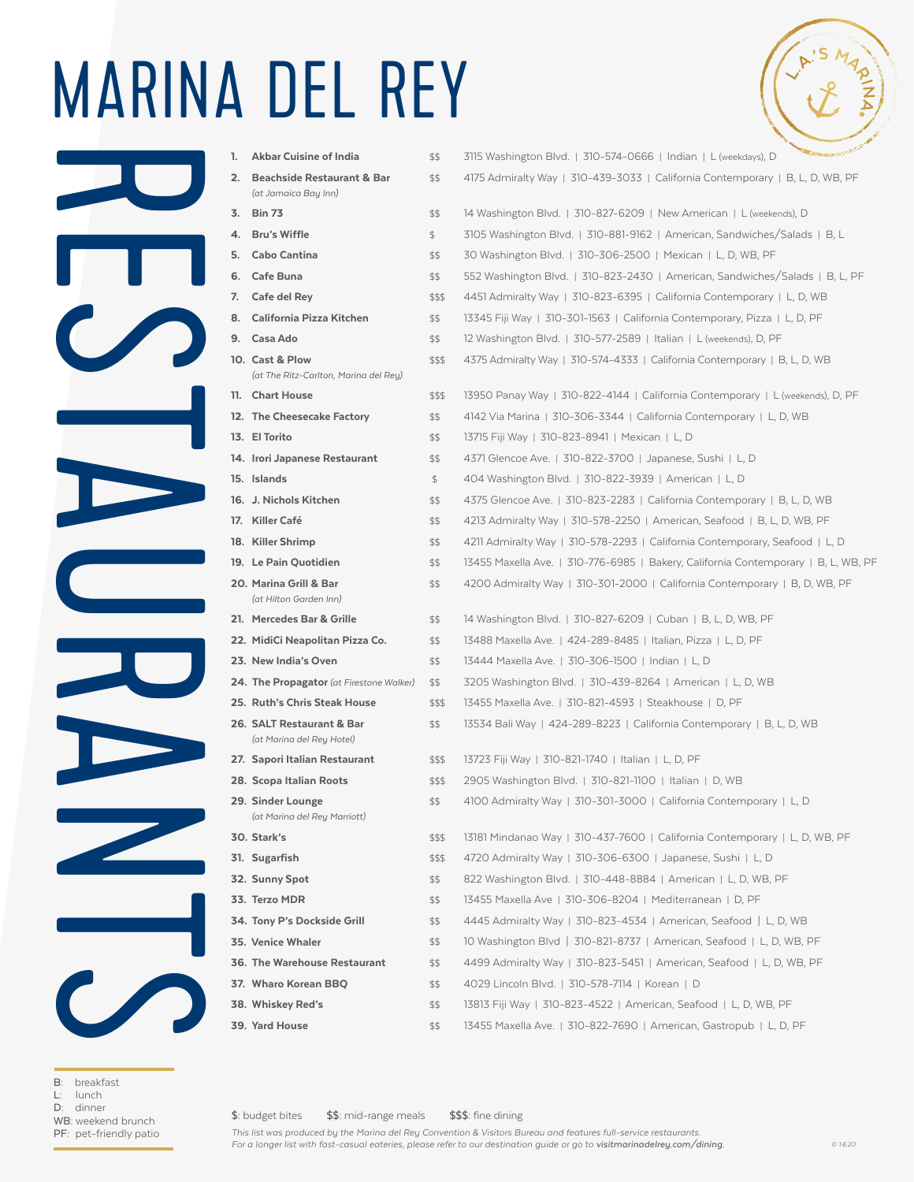# MARINA DEL REY RESTAURANTS

L.A.'S MARINA

| | | | |
|---|---|---|---|
| 1. | **Akbar Cuisine of India** | $$ | 3115 Washington Blvd. \| 310-574-0666 \| Indian \| L (weekdays), D |
| 2. | **Beachside Restaurant & Bar** *(at Jamaica Bay Inn)* | $$ | 4175 Admiralty Way \| 310-439-3033 \| California Contemporary \| B, L, D, WB, PF |
| 3. | **Bin 73** | $$ | 14 Washington Blvd. \| 310-827-6209 \| New American \| L (weekends), D |
| 4. | **Bru's Wiffle** | $ | 3105 Washington Blvd. \| 310-881-9162 \| American, Sandwiches/Salads \| B, L |
| 5. | **Cabo Cantina** | $$ | 30 Washington Blvd. \| 310-306-2500 \| Mexican \| L, D, WB, PF |
| 6. | **Cafe Buna** | $$ | 552 Washington Blvd. \| 310-823-2430 \| American, Sandwiches/Salads \| B, L, PF |
| 7. | **Cafe del Rey** | $$$ | 4451 Admiralty Way \| 310-823-6395 \| California Contemporary \| L, D, WB |
| 8. | **California Pizza Kitchen** | $$ | 13345 Fiji Way \| 310-301-1563 \| California Contemporary, Pizza \| L, D, PF |
| 9. | **Casa Ado** | $$ | 12 Washington Blvd. \| 310-577-2589 \| Italian \| L (weekends), D, PF |
| 10. | **Cast & Plow** *(at The Ritz-Carlton, Marina del Rey)* | $$$ | 4375 Admiralty Way \| 310-574-4333 \| California Contemporary \| B, L, D, WB |
| 11. | **Chart House** | $$$ | 13950 Panay Way \| 310-822-4144 \| California Contemporary \| L (weekends), D, PF |
| 12. | **The Cheesecake Factory** | $$ | 4142 Via Marina \| 310-306-3344 \| California Contemporary \| L, D, WB |
| 13. | **El Torito** | $$ | 13715 Fiji Way \| 310-823-8941 \| Mexican \| L, D |
| 14. | **Irori Japanese Restaurant** | $$ | 4371 Glencoe Ave. \| 310-822-3700 \| Japanese, Sushi \| L, D |
| 15. | **Islands** | $ | 404 Washington Blvd. \| 310-822-3939 \| American \| L, D |
| 16. | **J. Nichols Kitchen** | $$ | 4375 Glencoe Ave. \| 310-823-2283 \| California Contemporary \| B, L, D, WB |
| 17. | **Killer Café** | $$ | 4213 Admiralty Way \| 310-578-2250 \| American, Seafood \| B, L, D, WB, PF |
| 18. | **Killer Shrimp** | $$ | 4211 Admiralty Way \| 310-578-2293 \| California Contemporary, Seafood \| L, D |
| 19. | **Le Pain Quotidien** | $$ | 13455 Maxella Ave. \| 310-776-6985 \| Bakery, California Contemporary \| B, L, WB, PF |
| 20. | **Marina Grill & Bar** *(at Hilton Garden Inn)* | $$ | 4200 Admiralty Way \| 310-301-2000 \| California Contemporary \| B, D, WB, PF |
| 21. | **Mercedes Bar & Grille** | $$ | 14 Washington Blvd. \| 310-827-6209 \| Cuban \| B, L, D, WB, PF |
| 22. | **MidiCi Neapolitan Pizza Co.** | $$ | 13488 Maxella Ave. \| 424-289-8485 \| Italian, Pizza \| L, D, PF |
| 23. | **New India's Oven** | $$ | 13444 Maxella Ave. \| 310-306-1500 \| Indian \| L, D |
| 24. | **The Propagator** *(at Firestone Walker)* | $$ | 3205 Washington Blvd. \| 310-439-8264 \| American \| L, D, WB |
| 25. | **Ruth's Chris Steak House** | $$$ | 13455 Maxella Ave. \| 310-821-4593 \| Steakhouse \| D, PF |
| 26. | **SALT Restaurant & Bar** *(at Marina del Rey Hotel)* | $$ | 13534 Bali Way \| 424-289-8223 \| California Contemporary \| B, L, D, WB |
| 27. | **Sapori Italian Restaurant** | $$$ | 13723 Fiji Way \| 310-821-1740 \| Italian \| L, D, PF |
| 28. | **Scopa Italian Roots** | $$$ | 2905 Washington Blvd. \| 310-821-1100 \| Italian \| D, WB |
| 29. | **Sinder Lounge** *(at Marina del Rey Marriott)* | $$ | 4100 Admiralty Way \| 310-301-3000 \| California Contemporary \| L, D |
| 30. | **Stark's** | $$$ | 13181 Mindanao Way \| 310-437-7600 \| California Contemporary \| L, D, WB, PF |
| 31. | **Sugarfish** | $$$ | 4720 Admiralty Way \| 310-306-6300 \| Japanese, Sushi \| L, D |
| 32. | **Sunny Spot** | $$ | 822 Washington Blvd. \| 310-448-8884 \| American \| L, D, WB, PF |
| 33. | **Terzo MDR** | $$ | 13455 Maxella Ave \| 310-306-8204 \| Mediterranean \| D, PF |
| 34. | **Tony P's Dockside Grill** | $$ | 4445 Admiralty Way \| 310-823-4534 \| American, Seafood \| L, D, WB |
| 35. | **Venice Whaler** | $$ | 10 Washington Blvd \| 310-821-8737 \| American, Seafood \| L, D, WB, PF |
| 36. | **The Warehouse Restaurant** | $$ | 4499 Admiralty Way \| 310-823-5451 \| American, Seafood \| L, D, WB, PF |
| 37. | **Wharo Korean BBQ** | $$ | 4029 Lincoln Blvd. \| 310-578-7114 \| Korean \| D |
| 38. | **Whiskey Red's** | $$ | 13813 Fiji Way \| 310-823-4522 \| American, Seafood \| L, D, WB, PF |
| 39. | **Yard House** | $$ | 13455 Maxella Ave. \| 310-822-7690 \| American, Gastropub \| L, D, PF |

B: breakfast
L: lunch
D: dinner
WB: weekend brunch
PF: pet-friendly patio

$: budget bites $$: mid-range meals $$$: fine dining

*This list was produced by the Marina del Rey Convention & Visitors Bureau and features full-service restaurants. For a longer list with fast-casual eateries, please refer to our destination guide or go to **visitmarinadelrey.com/dining**.*

© 1.6.20